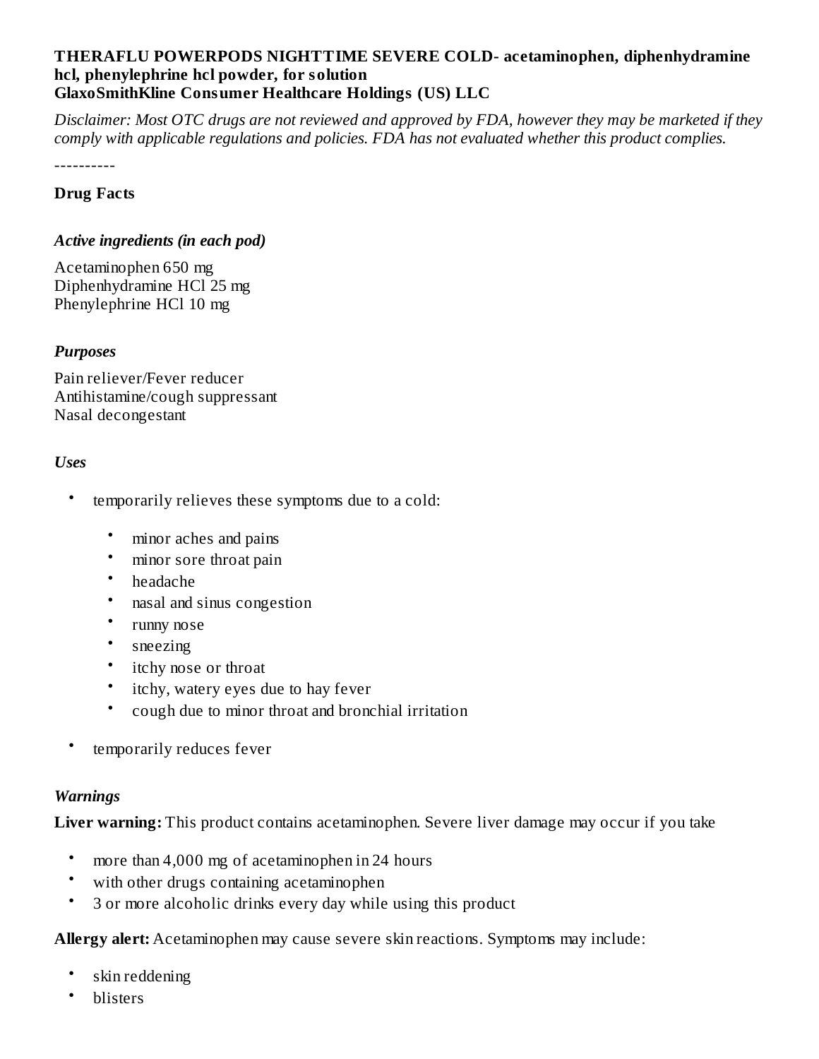**THERAFLU POWERPODS NIGHTTIME SEVERE COLD- acetaminophen, diphenhydramine hcl, phenylephrine hcl powder, for solution**
**GlaxoSmithKline Consumer Healthcare Holdings (US) LLC**

*Disclaimer: Most OTC drugs are not reviewed and approved by FDA, however they may be marketed if they comply with applicable regulations and policies. FDA has not evaluated whether this product complies.*

----------

**Drug Facts**

***Active ingredients (in each pod)***

Acetaminophen 650 mg
Diphenhydramine HCl 25 mg
Phenylephrine HCl 10 mg

***Purposes***

Pain reliever/Fever reducer
Antihistamine/cough suppressant
Nasal decongestant

***Uses***

- temporarily relieves these symptoms due to a cold:
  - minor aches and pains
  - minor sore throat pain
  - headache
  - nasal and sinus congestion
  - runny nose
  - sneezing
  - itchy nose or throat
  - itchy, watery eyes due to hay fever
  - cough due to minor throat and bronchial irritation
- temporarily reduces fever

***Warnings***

**Liver warning:** This product contains acetaminophen. Severe liver damage may occur if you take

- more than 4,000 mg of acetaminophen in 24 hours
- with other drugs containing acetaminophen
- 3 or more alcoholic drinks every day while using this product

**Allergy alert:** Acetaminophen may cause severe skin reactions. Symptoms may include:

- skin reddening
- blisters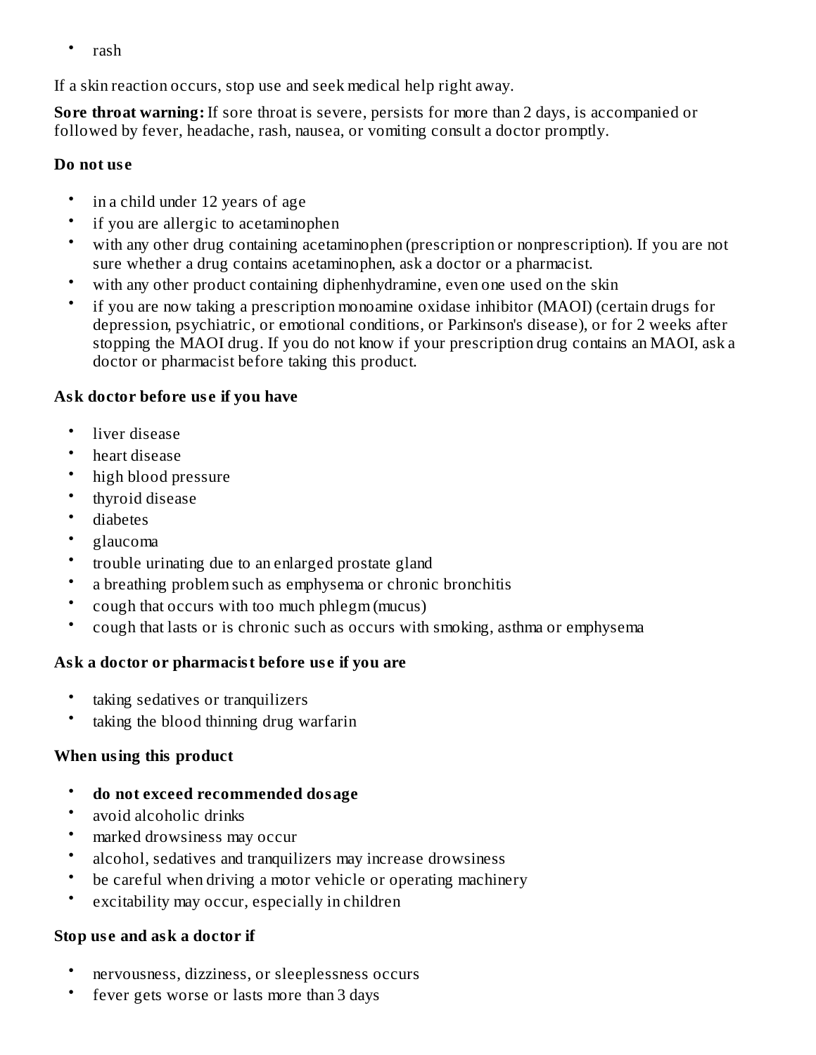- rash

If a skin reaction occurs, stop use and seek medical help right away.

**Sore throat warning:** If sore throat is severe, persists for more than 2 days, is accompanied or followed by fever, headache, rash, nausea, or vomiting consult a doctor promptly.

**Do not use**

- in a child under 12 years of age
- if you are allergic to acetaminophen
- with any other drug containing acetaminophen (prescription or nonprescription). If you are not sure whether a drug contains acetaminophen, ask a doctor or a pharmacist.
- with any other product containing diphenhydramine, even one used on the skin
- if you are now taking a prescription monoamine oxidase inhibitor (MAOI) (certain drugs for depression, psychiatric, or emotional conditions, or Parkinson's disease), or for 2 weeks after stopping the MAOI drug. If you do not know if your prescription drug contains an MAOI, ask a doctor or pharmacist before taking this product.

**Ask doctor before use if you have**

- liver disease
- heart disease
- high blood pressure
- thyroid disease
- diabetes
- glaucoma
- trouble urinating due to an enlarged prostate gland
- a breathing problem such as emphysema or chronic bronchitis
- cough that occurs with too much phlegm (mucus)
- cough that lasts or is chronic such as occurs with smoking, asthma or emphysema

**Ask a doctor or pharmacist before use if you are**

- taking sedatives or tranquilizers
- taking the blood thinning drug warfarin

**When using this product**

- **do not exceed recommended dosage**
- avoid alcoholic drinks
- marked drowsiness may occur
- alcohol, sedatives and tranquilizers may increase drowsiness
- be careful when driving a motor vehicle or operating machinery
- excitability may occur, especially in children

**Stop use and ask a doctor if**

- nervousness, dizziness, or sleeplessness occurs
- fever gets worse or lasts more than 3 days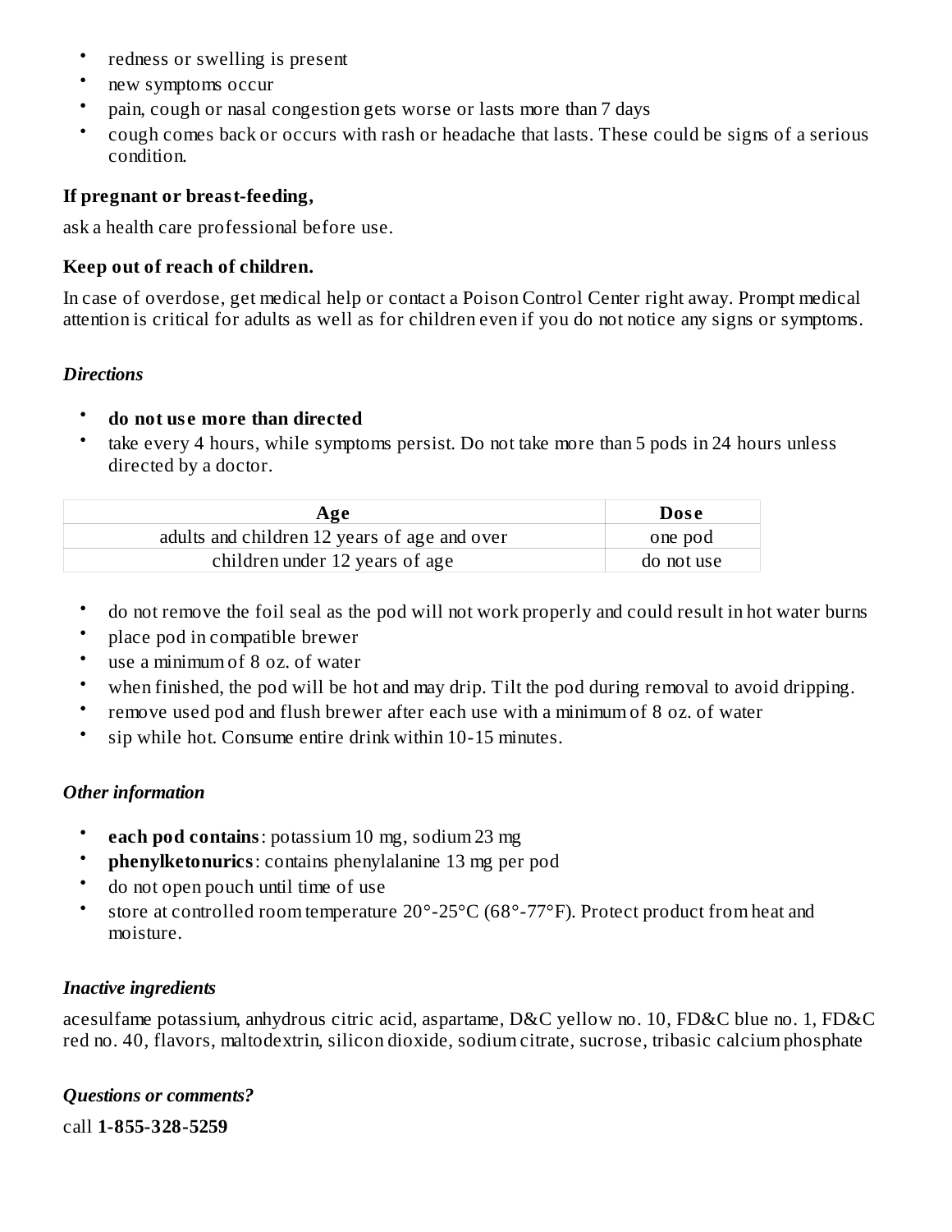- redness or swelling is present
- new symptoms occur
- pain, cough or nasal congestion gets worse or lasts more than 7 days
- cough comes back or occurs with rash or headache that lasts. These could be signs of a serious condition.

**If pregnant or breast-feeding,**

ask a health care professional before use.

**Keep out of reach of children.**

In case of overdose, get medical help or contact a Poison Control Center right away. Prompt medical attention is critical for adults as well as for children even if you do not notice any signs or symptoms.

### *Directions*

- **do not use more than directed**
- take every 4 hours, while symptoms persist. Do not take more than 5 pods in 24 hours unless directed by a doctor.

| Age | Dose |
| --- | --- |
| adults and children 12 years of age and over | one pod |
| children under 12 years of age | do not use |

- do not remove the foil seal as the pod will not work properly and could result in hot water burns
- place pod in compatible brewer
- use a minimum of 8 oz. of water
- when finished, the pod will be hot and may drip. Tilt the pod during removal to avoid dripping.
- remove used pod and flush brewer after each use with a minimum of 8 oz. of water
- sip while hot. Consume entire drink within 10-15 minutes.

### *Other information*

- **each pod contains**: potassium 10 mg, sodium 23 mg
- **phenylketonurics**: contains phenylalanine 13 mg per pod
- do not open pouch until time of use
- store at controlled room temperature 20°-25°C (68°-77°F). Protect product from heat and moisture.

### *Inactive ingredients*

acesulfame potassium, anhydrous citric acid, aspartame, D&C yellow no. 10, FD&C blue no. 1, FD&C red no. 40, flavors, maltodextrin, silicon dioxide, sodium citrate, sucrose, tribasic calcium phosphate

### *Questions or comments?*

call **1-855-328-5259**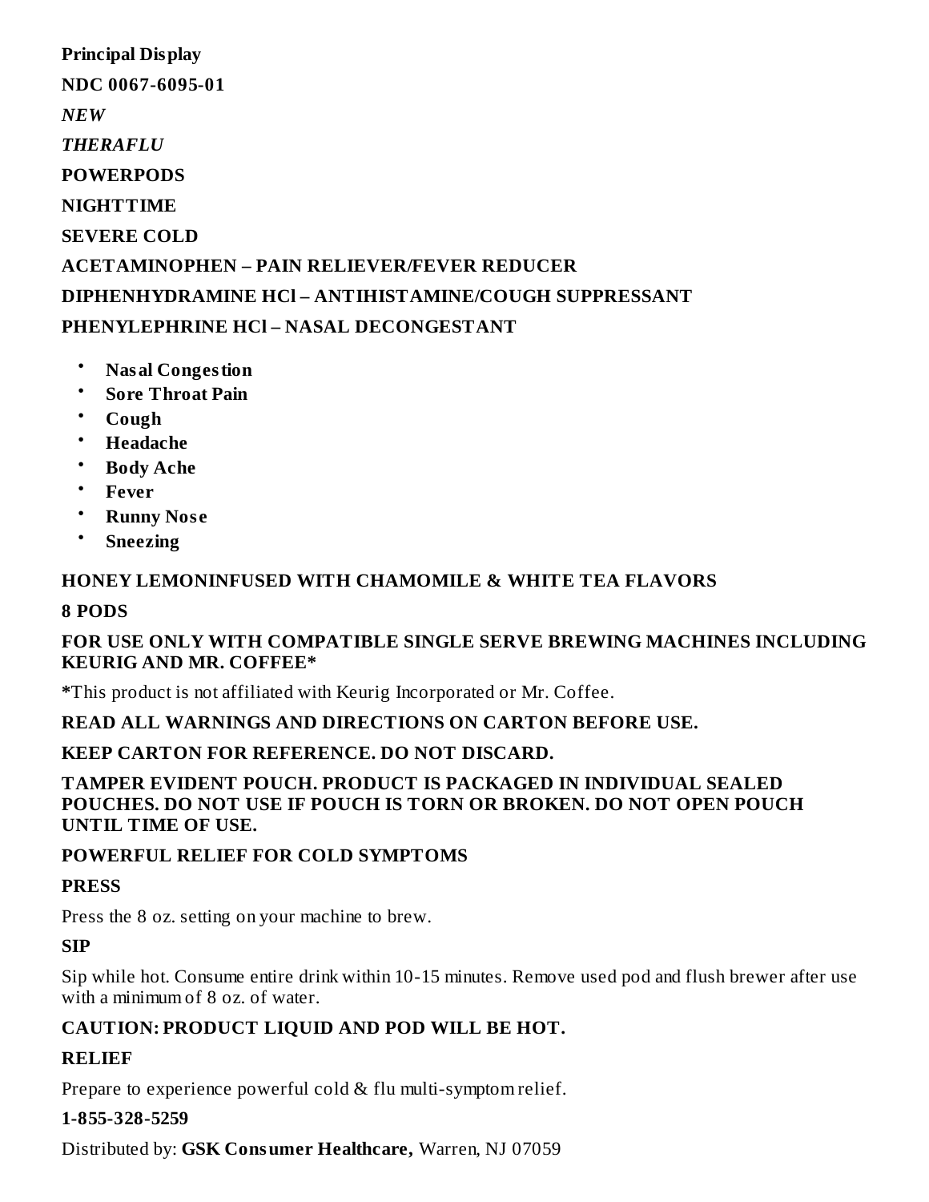**Principal Display**

**NDC 0067-6095-01**

***NEW***

***THERAFLU***

**POWERPODS**

**NIGHTTIME**

**SEVERE COLD**

**ACETAMINOPHEN – PAIN RELIEVER/FEVER REDUCER**

**DIPHENHYDRAMINE HCl – ANTIHISTAMINE/COUGH SUPPRESSANT**

**PHENYLEPHRINE HCl – NASAL DECONGESTANT**

- **Nasal Congestion**
- **Sore Throat Pain**
- **Cough**
- **Headache**
- **Body Ache**
- **Fever**
- **Runny Nose**
- **Sneezing**

**HONEY LEMONINFUSED WITH CHAMOMILE & WHITE TEA FLAVORS**

**8 PODS**

**FOR USE ONLY WITH COMPATIBLE SINGLE SERVE BREWING MACHINES INCLUDING KEURIG AND MR. COFFEE***

***This product is not affiliated with Keurig Incorporated or Mr. Coffee.**

**READ ALL WARNINGS AND DIRECTIONS ON CARTON BEFORE USE.**

**KEEP CARTON FOR REFERENCE. DO NOT DISCARD.**

**TAMPER EVIDENT POUCH. PRODUCT IS PACKAGED IN INDIVIDUAL SEALED POUCHES. DO NOT USE IF POUCH IS TORN OR BROKEN. DO NOT OPEN POUCH UNTIL TIME OF USE.**

**POWERFUL RELIEF FOR COLD SYMPTOMS**

**PRESS**

Press the 8 oz. setting on your machine to brew.

**SIP**

Sip while hot. Consume entire drink within 10-15 minutes. Remove used pod and flush brewer after use with a minimum of 8 oz. of water.

**CAUTION: PRODUCT LIQUID AND POD WILL BE HOT.**

**RELIEF**

Prepare to experience powerful cold & flu multi-symptom relief.

**1-855-328-5259**

Distributed by: **GSK Consumer Healthcare,** Warren, NJ 07059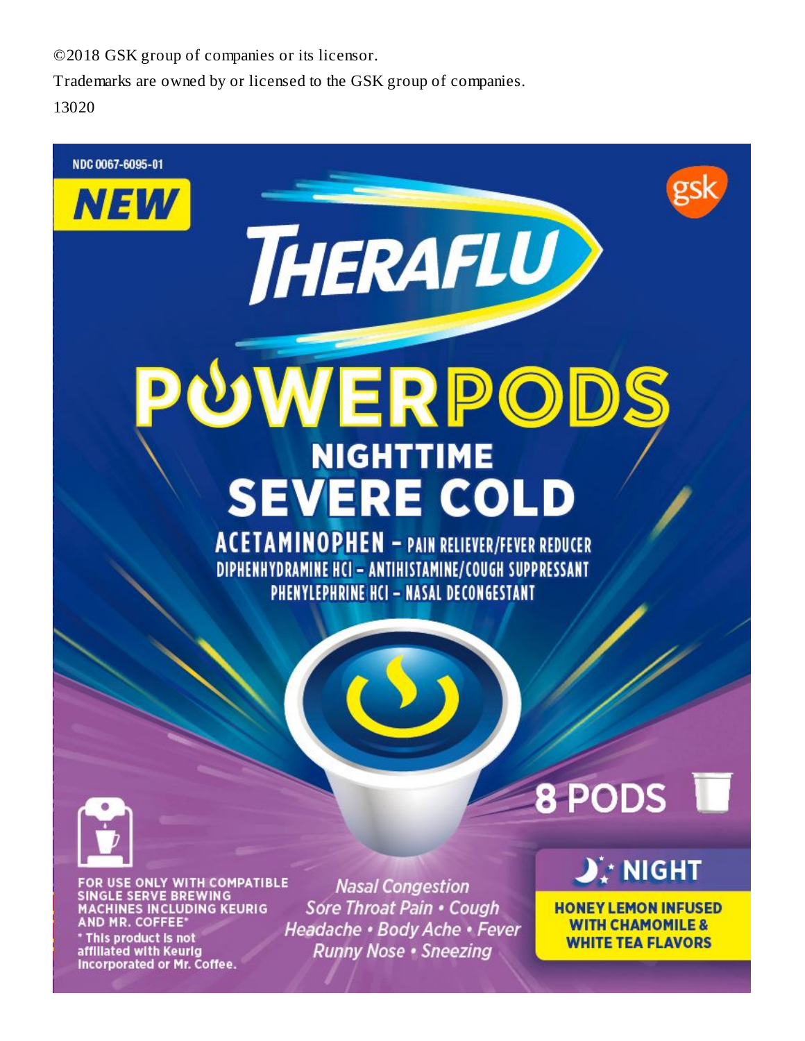©2018 GSK group of companies or its licensor.

Trademarks are owned by or licensed to the GSK group of companies.

13020

NDC 0067-6095-01

**NEW**

gsk

# THERAFLU

# POWERPODS

## NIGHTTIME SEVERE COLD

**ACETAMINOPHEN – PAIN RELIEVER/FEVER REDUCER**
**DIPHENHYDRAMINE HCl – ANTIHISTAMINE/COUGH SUPPRESSANT**
**PHENYLEPHRINE HCl – NASAL DECONGESTANT**

**8 PODS**

**NIGHT**

**HONEY LEMON INFUSED WITH CHAMOMILE & WHITE TEA FLAVORS**

**FOR USE ONLY WITH COMPATIBLE SINGLE SERVE BREWING MACHINES INCLUDING KEURIG AND MR. COFFEE***

* This product is not affiliated with Keurig Incorporated or Mr. Coffee.

*Nasal Congestion*
*Sore Throat Pain • Cough*
*Headache • Body Ache • Fever*
*Runny Nose • Sneezing*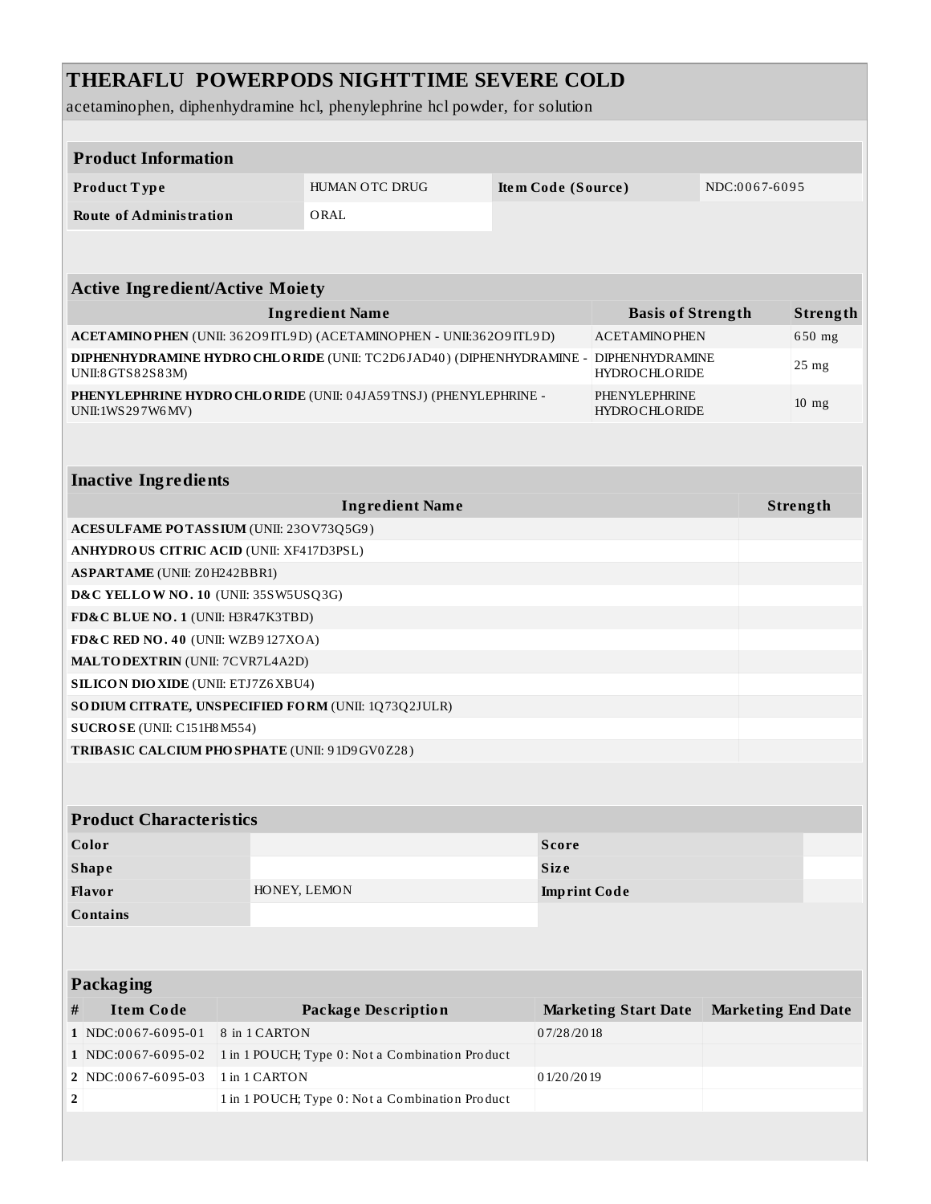# THERAFLU POWERPODS NIGHTTIME SEVERE COLD

acetaminophen, diphenhydramine hcl, phenylephrine hcl powder, for solution

## Product Information

| Product Type | HUMAN OTC DRUG | Item Code (Source) | NDC:0067-6095 |
|---|---|---|---|
| Route of Administration | ORAL | | |

## Active Ingredient/Active Moiety

| Ingredient Name | Basis of Strength | Strength |
|---|---|---|
| **ACETAMINOPHEN** (UNII: 362O9ITL9D) (ACETAMINOPHEN - UNII:362O9ITL9D) | ACETAMINOPHEN | 650 mg |
| **DIPHENHYDRAMINE HYDROCHLORIDE** (UNII: TC2D6JAD40) (DIPHENHYDRAMINE - UNII:8GTS82S83M) | DIPHENHYDRAMINE HYDROCHLORIDE | 25 mg |
| **PHENYLEPHRINE HYDROCHLORIDE** (UNII: 04JA59TNSJ) (PHENYLEPHRINE - UNII:1WS297W6MV) | PHENYLEPHRINE HYDROCHLORIDE | 10 mg |

## Inactive Ingredients

| Ingredient Name | Strength |
|---|---|
| **ACESULFAME POTASSIUM** (UNII: 23OV73Q5G9) | |
| **ANHYDROUS CITRIC ACID** (UNII: XF417D3PSL) | |
| **ASPARTAME** (UNII: Z0H242BBR1) | |
| **D&C YELLOW NO. 10** (UNII: 35SW5USQ3G) | |
| **FD&C BLUE NO. 1** (UNII: H3R47K3TBD) | |
| **FD&C RED NO. 40** (UNII: WZB9127XOA) | |
| **MALTODEXTRIN** (UNII: 7CVR7L4A2D) | |
| **SILICON DIOXIDE** (UNII: ETJ7Z6XBU4) | |
| **SODIUM CITRATE, UNSPECIFIED FORM** (UNII: 1Q73Q2JULR) | |
| **SUCROSE** (UNII: C151H8M554) | |
| **TRIBASIC CALCIUM PHOSPHATE** (UNII: 91D9GV0Z28) | |

## Product Characteristics

| Color | | Score | |
|---|---|---|---|
| Shape | | Size | |
| Flavor | HONEY, LEMON | Imprint Code | |
| Contains | | | |

## Packaging

| # | Item Code | Package Description | Marketing Start Date | Marketing End Date |
|---|---|---|---|---|
| 1 | NDC:0067-6095-01 | 8 in 1 CARTON | 07/28/2018 | |
| 1 | NDC:0067-6095-02 | 1 in 1 POUCH; Type 0: Not a Combination Product | | |
| 2 | NDC:0067-6095-03 | 1 in 1 CARTON | 01/20/2019 | |
| 2 | | 1 in 1 POUCH; Type 0: Not a Combination Product | | |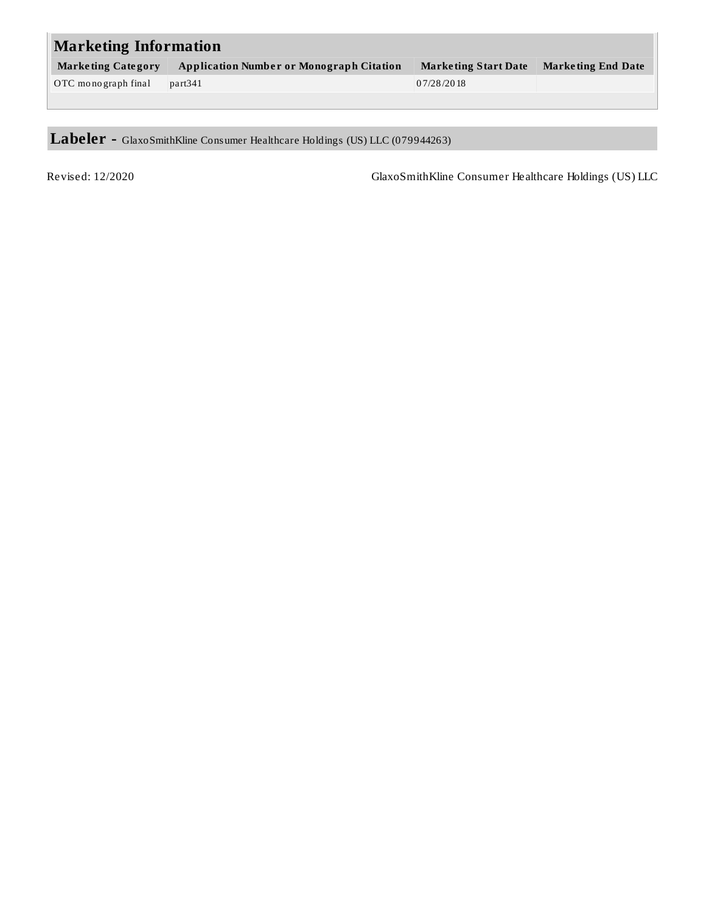## Marketing Information

| Marketing Category | Application Number or Monograph Citation | Marketing Start Date | Marketing End Date |
|---|---|---|---|
| OTC monograph final | part341 | 07/28/2018 | |

## Labeler - GlaxoSmithKline Consumer Healthcare Holdings (US) LLC (079944263)

Revised: 12/2020 GlaxoSmithKline Consumer Healthcare Holdings (US) LLC